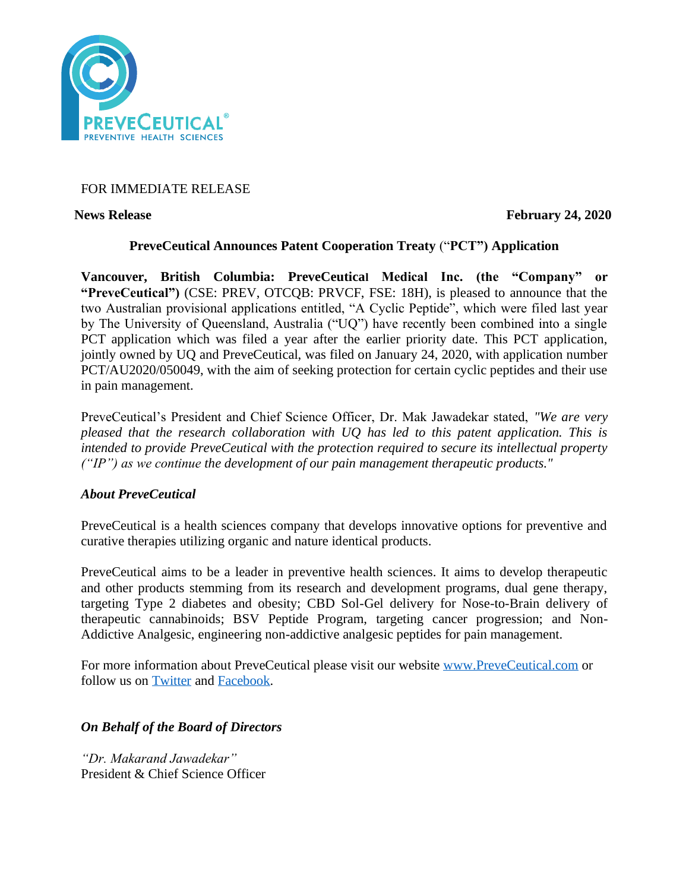FOR IMMEDIATE RELEASE

**News Release** **February 24, 2020**

## PreveCeutical Announces Patent Cooperation Treaty ("PCT") Application

**Vancouver, British Columbia: PreveCeutical Medical Inc. (the "Company" or "PreveCeutical")** (CSE: PREV, OTCQB: PRVCF, FSE: 18H), is pleased to announce that the two Australian provisional applications entitled, "A Cyclic Peptide", which were filed last year by The University of Queensland, Australia ("UQ") have recently been combined into a single PCT application which was filed a year after the earlier priority date. This PCT application, jointly owned by UQ and PreveCeutical, was filed on January 24, 2020, with application number PCT/AU2020/050049, with the aim of seeking protection for certain cyclic peptides and their use in pain management.

PreveCeutical's President and Chief Science Officer, Dr. Mak Jawadekar stated, *"We are very pleased that the research collaboration with UQ has led to this patent application. This is intended to provide PreveCeutical with the protection required to secure its intellectual property ("IP") as we continue the development of our pain management therapeutic products."*

### *About PreveCeutical*

PreveCeutical is a health sciences company that develops innovative options for preventive and curative therapies utilizing organic and nature identical products.

PreveCeutical aims to be a leader in preventive health sciences. It aims to develop therapeutic and other products stemming from its research and development programs, dual gene therapy, targeting Type 2 diabetes and obesity; CBD Sol-Gel delivery for Nose-to-Brain delivery of therapeutic cannabinoids; BSV Peptide Program, targeting cancer progression; and Non-Addictive Analgesic, engineering non-addictive analgesic peptides for pain management.

For more information about PreveCeutical please visit our website www.PreveCeutical.com or follow us on Twitter and Facebook.

***On Behalf of the Board of Directors***

*"Dr. Makarand Jawadekar"*
President & Chief Science Officer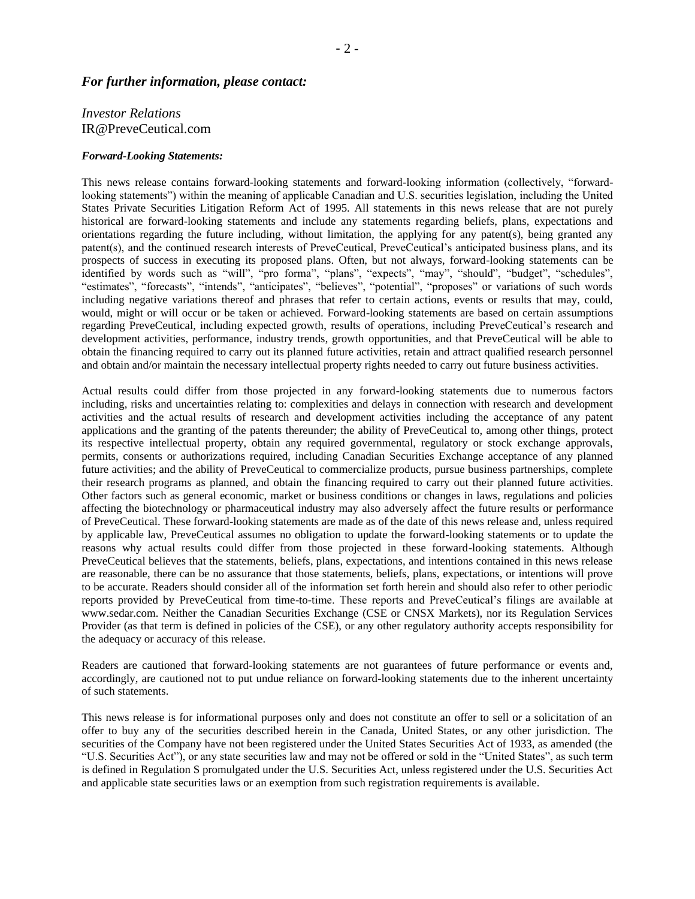## *For further information, please contact:*

*Investor Relations*
IR@PreveCeutical.com

***Forward-Looking Statements:***

This news release contains forward-looking statements and forward-looking information (collectively, "forward-looking statements") within the meaning of applicable Canadian and U.S. securities legislation, including the United States Private Securities Litigation Reform Act of 1995. All statements in this news release that are not purely historical are forward-looking statements and include any statements regarding beliefs, plans, expectations and orientations regarding the future including, without limitation, the applying for any patent(s), being granted any patent(s), and the continued research interests of PreveCeutical, PreveCeutical's anticipated business plans, and its prospects of success in executing its proposed plans. Often, but not always, forward-looking statements can be identified by words such as "will", "pro forma", "plans", "expects", "may", "should", "budget", "schedules", "estimates", "forecasts", "intends", "anticipates", "believes", "potential", "proposes" or variations of such words including negative variations thereof and phrases that refer to certain actions, events or results that may, could, would, might or will occur or be taken or achieved. Forward-looking statements are based on certain assumptions regarding PreveCeutical, including expected growth, results of operations, including PreveCeutical's research and development activities, performance, industry trends, growth opportunities, and that PreveCeutical will be able to obtain the financing required to carry out its planned future activities, retain and attract qualified research personnel and obtain and/or maintain the necessary intellectual property rights needed to carry out future business activities.

Actual results could differ from those projected in any forward-looking statements due to numerous factors including, risks and uncertainties relating to: complexities and delays in connection with research and development activities and the actual results of research and development activities including the acceptance of any patent applications and the granting of the patents thereunder; the ability of PreveCeutical to, among other things, protect its respective intellectual property, obtain any required governmental, regulatory or stock exchange approvals, permits, consents or authorizations required, including Canadian Securities Exchange acceptance of any planned future activities; and the ability of PreveCeutical to commercialize products, pursue business partnerships, complete their research programs as planned, and obtain the financing required to carry out their planned future activities. Other factors such as general economic, market or business conditions or changes in laws, regulations and policies affecting the biotechnology or pharmaceutical industry may also adversely affect the future results or performance of PreveCeutical. These forward-looking statements are made as of the date of this news release and, unless required by applicable law, PreveCeutical assumes no obligation to update the forward-looking statements or to update the reasons why actual results could differ from those projected in these forward-looking statements. Although PreveCeutical believes that the statements, beliefs, plans, expectations, and intentions contained in this news release are reasonable, there can be no assurance that those statements, beliefs, plans, expectations, or intentions will prove to be accurate. Readers should consider all of the information set forth herein and should also refer to other periodic reports provided by PreveCeutical from time-to-time. These reports and PreveCeutical's filings are available at www.sedar.com. Neither the Canadian Securities Exchange (CSE or CNSX Markets), nor its Regulation Services Provider (as that term is defined in policies of the CSE), or any other regulatory authority accepts responsibility for the adequacy or accuracy of this release.

Readers are cautioned that forward-looking statements are not guarantees of future performance or events and, accordingly, are cautioned not to put undue reliance on forward-looking statements due to the inherent uncertainty of such statements.

This news release is for informational purposes only and does not constitute an offer to sell or a solicitation of an offer to buy any of the securities described herein in the Canada, United States, or any other jurisdiction. The securities of the Company have not been registered under the United States Securities Act of 1933, as amended (the "U.S. Securities Act"), or any state securities law and may not be offered or sold in the "United States", as such term is defined in Regulation S promulgated under the U.S. Securities Act, unless registered under the U.S. Securities Act and applicable state securities laws or an exemption from such registration requirements is available.